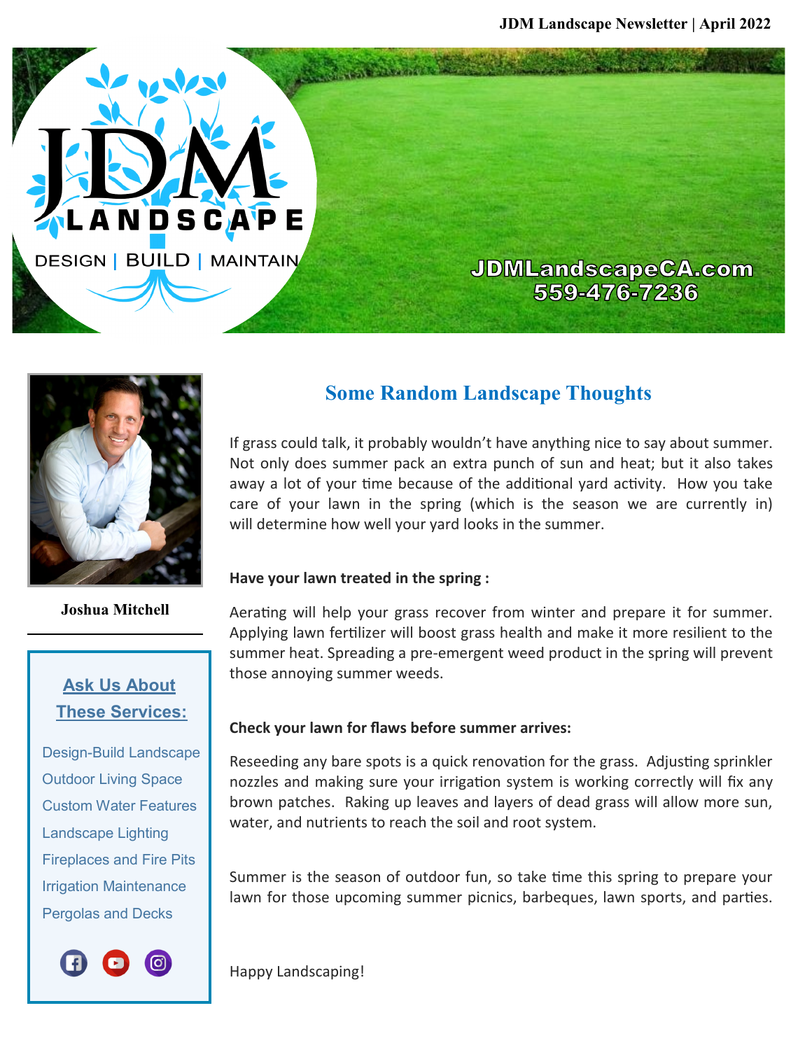JDM Landscape Newsletter | April 2022

JDM LANDSCAPE

DESIGN | BUILD | MAINTAIN

JDMLandscapeCA.com
559-476-7236

Joshua Mitchell

## Ask Us About These Services:

- Design-Build Landscape
- Outdoor Living Space
- Custom Water Features
- Landscape Lighting
- Fireplaces and Fire Pits
- Irrigation Maintenance
- Pergolas and Decks

# Some Random Landscape Thoughts

If grass could talk, it probably wouldn't have anything nice to say about summer. Not only does summer pack an extra punch of sun and heat; but it also takes away a lot of your time because of the additional yard activity. How you take care of your lawn in the spring (which is the season we are currently in) will determine how well your yard looks in the summer.

**Have your lawn treated in the spring :**

Aerating will help your grass recover from winter and prepare it for summer. Applying lawn fertilizer will boost grass health and make it more resilient to the summer heat. Spreading a pre-emergent weed product in the spring will prevent those annoying summer weeds.

**Check your lawn for flaws before summer arrives:**

Reseeding any bare spots is a quick renovation for the grass. Adjusting sprinkler nozzles and making sure your irrigation system is working correctly will fix any brown patches. Raking up leaves and layers of dead grass will allow more sun, water, and nutrients to reach the soil and root system.

Summer is the season of outdoor fun, so take time this spring to prepare your lawn for those upcoming summer picnics, barbeques, lawn sports, and parties.

Happy Landscaping!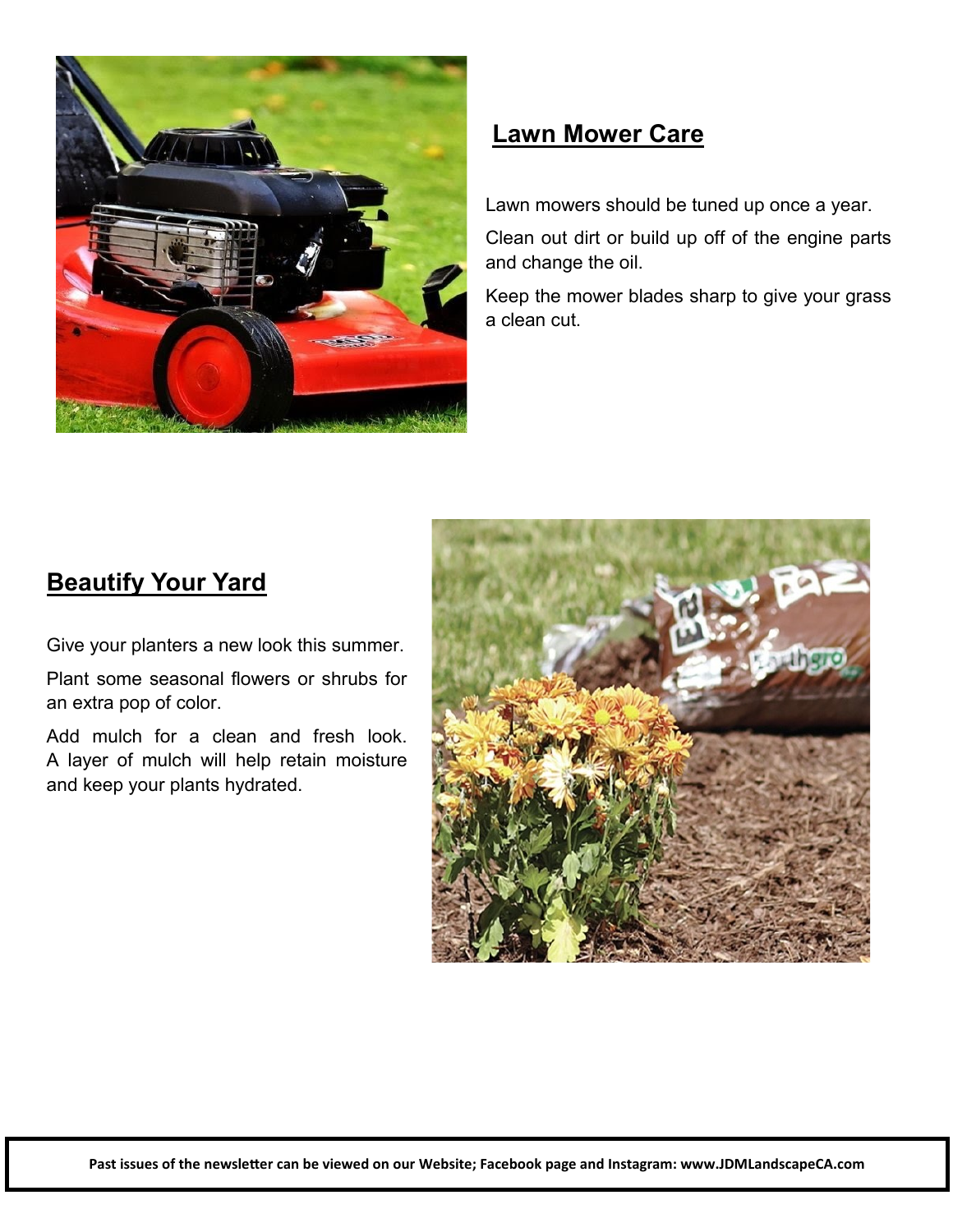## Lawn Mower Care

Lawn mowers should be tuned up once a year.

Clean out dirt or build up off of the engine parts and change the oil.

Keep the mower blades sharp to give your grass a clean cut.

## Beautify Your Yard

Give your planters a new look this summer.

Plant some seasonal flowers or shrubs for an extra pop of color.

Add mulch for a clean and fresh look. A layer of mulch will help retain moisture and keep your plants hydrated.

**Past issues of the newsletter can be viewed on our Website; Facebook page and Instagram: www.JDMLandscapeCA.com**